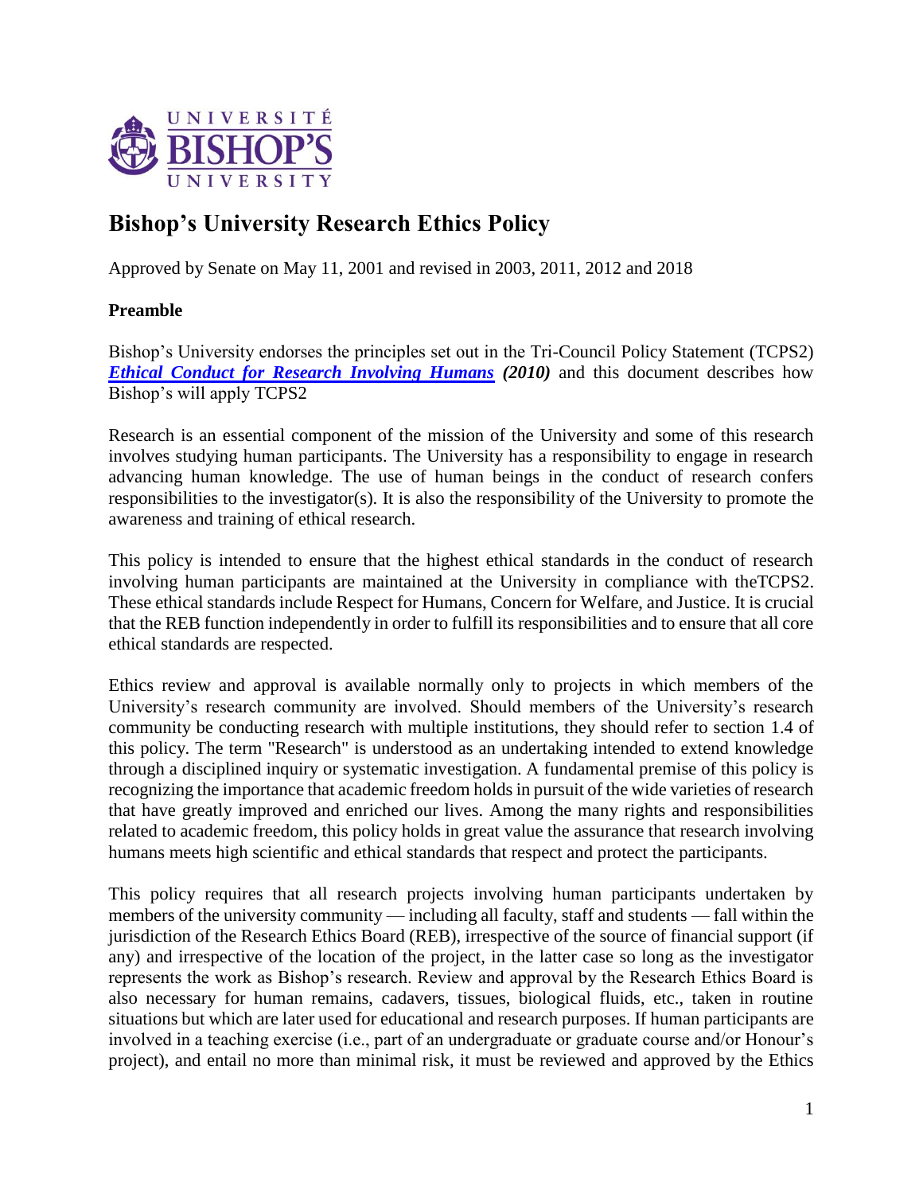# Bishop's University Research Ethics Policy

Approved by Senate on May 11, 2001 and revised in 2003, 2011, 2012 and 2018

### Preamble

Bishop's University endorses the principles set out in the Tri-Council Policy Statement (TCPS2) ***Ethical Conduct for Research Involving Humans*** ***(2010)*** and this document describes how Bishop's will apply TCPS2

Research is an essential component of the mission of the University and some of this research involves studying human participants. The University has a responsibility to engage in research advancing human knowledge. The use of human beings in the conduct of research confers responsibilities to the investigator(s). It is also the responsibility of the University to promote the awareness and training of ethical research.

This policy is intended to ensure that the highest ethical standards in the conduct of research involving human participants are maintained at the University in compliance with theTCPS2. These ethical standards include Respect for Humans, Concern for Welfare, and Justice. It is crucial that the REB function independently in order to fulfill its responsibilities and to ensure that all core ethical standards are respected.

Ethics review and approval is available normally only to projects in which members of the University's research community are involved. Should members of the University's research community be conducting research with multiple institutions, they should refer to section 1.4 of this policy. The term "Research" is understood as an undertaking intended to extend knowledge through a disciplined inquiry or systematic investigation. A fundamental premise of this policy is recognizing the importance that academic freedom holds in pursuit of the wide varieties of research that have greatly improved and enriched our lives. Among the many rights and responsibilities related to academic freedom, this policy holds in great value the assurance that research involving humans meets high scientific and ethical standards that respect and protect the participants.

This policy requires that all research projects involving human participants undertaken by members of the university community — including all faculty, staff and students — fall within the jurisdiction of the Research Ethics Board (REB), irrespective of the source of financial support (if any) and irrespective of the location of the project, in the latter case so long as the investigator represents the work as Bishop's research. Review and approval by the Research Ethics Board is also necessary for human remains, cadavers, tissues, biological fluids, etc., taken in routine situations but which are later used for educational and research purposes. If human participants are involved in a teaching exercise (i.e., part of an undergraduate or graduate course and/or Honour's project), and entail no more than minimal risk, it must be reviewed and approved by the Ethics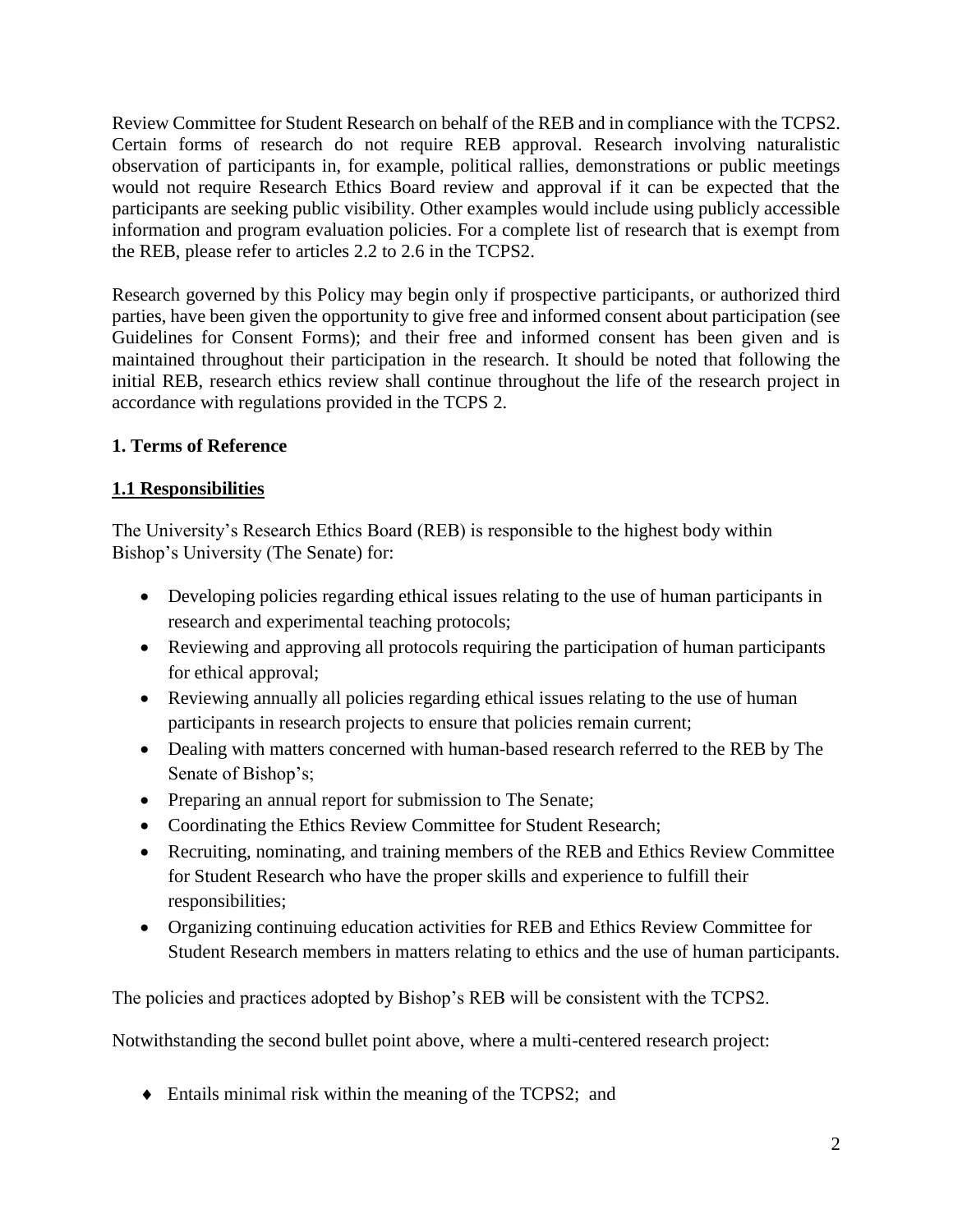Review Committee for Student Research on behalf of the REB and in compliance with the TCPS2. Certain forms of research do not require REB approval. Research involving naturalistic observation of participants in, for example, political rallies, demonstrations or public meetings would not require Research Ethics Board review and approval if it can be expected that the participants are seeking public visibility. Other examples would include using publicly accessible information and program evaluation policies. For a complete list of research that is exempt from the REB, please refer to articles 2.2 to 2.6 in the TCPS2.

Research governed by this Policy may begin only if prospective participants, or authorized third parties, have been given the opportunity to give free and informed consent about participation (see Guidelines for Consent Forms); and their free and informed consent has been given and is maintained throughout their participation in the research. It should be noted that following the initial REB, research ethics review shall continue throughout the life of the research project in accordance with regulations provided in the TCPS 2.

## 1. Terms of Reference

### 1.1 Responsibilities

The University's Research Ethics Board (REB) is responsible to the highest body within Bishop's University (The Senate) for:

- Developing policies regarding ethical issues relating to the use of human participants in research and experimental teaching protocols;
- Reviewing and approving all protocols requiring the participation of human participants for ethical approval;
- Reviewing annually all policies regarding ethical issues relating to the use of human participants in research projects to ensure that policies remain current;
- Dealing with matters concerned with human-based research referred to the REB by The Senate of Bishop's;
- Preparing an annual report for submission to The Senate;
- Coordinating the Ethics Review Committee for Student Research;
- Recruiting, nominating, and training members of the REB and Ethics Review Committee for Student Research who have the proper skills and experience to fulfill their responsibilities;
- Organizing continuing education activities for REB and Ethics Review Committee for Student Research members in matters relating to ethics and the use of human participants.

The policies and practices adopted by Bishop's REB will be consistent with the TCPS2.

Notwithstanding the second bullet point above, where a multi-centered research project:

- Entails minimal risk within the meaning of the TCPS2; and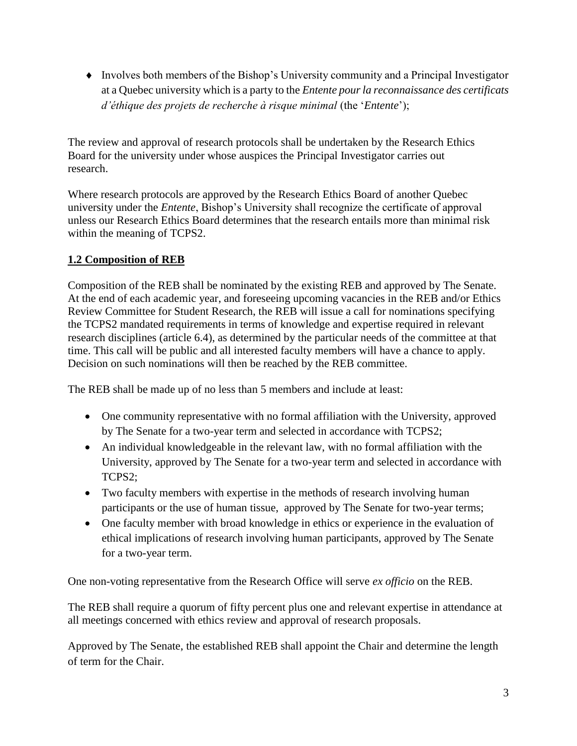- Involves both members of the Bishop's University community and a Principal Investigator at a Quebec university which is a party to the *Entente pour la reconnaissance des certificats d'éthique des projets de recherche à risque minimal* (the '*Entente*');

The review and approval of research protocols shall be undertaken by the Research Ethics Board for the university under whose auspices the Principal Investigator carries out research.

Where research protocols are approved by the Research Ethics Board of another Quebec university under the *Entente*, Bishop's University shall recognize the certificate of approval unless our Research Ethics Board determines that the research entails more than minimal risk within the meaning of TCPS2.

## **1.2 Composition of REB**

Composition of the REB shall be nominated by the existing REB and approved by The Senate. At the end of each academic year, and foreseeing upcoming vacancies in the REB and/or Ethics Review Committee for Student Research, the REB will issue a call for nominations specifying the TCPS2 mandated requirements in terms of knowledge and expertise required in relevant research disciplines (article 6.4), as determined by the particular needs of the committee at that time. This call will be public and all interested faculty members will have a chance to apply. Decision on such nominations will then be reached by the REB committee.

The REB shall be made up of no less than 5 members and include at least:

- One community representative with no formal affiliation with the University, approved by The Senate for a two-year term and selected in accordance with TCPS2;
- An individual knowledgeable in the relevant law, with no formal affiliation with the University, approved by The Senate for a two-year term and selected in accordance with TCPS2;
- Two faculty members with expertise in the methods of research involving human participants or the use of human tissue, approved by The Senate for two-year terms;
- One faculty member with broad knowledge in ethics or experience in the evaluation of ethical implications of research involving human participants, approved by The Senate for a two-year term.

One non-voting representative from the Research Office will serve *ex officio* on the REB.

The REB shall require a quorum of fifty percent plus one and relevant expertise in attendance at all meetings concerned with ethics review and approval of research proposals.

Approved by The Senate, the established REB shall appoint the Chair and determine the length of term for the Chair.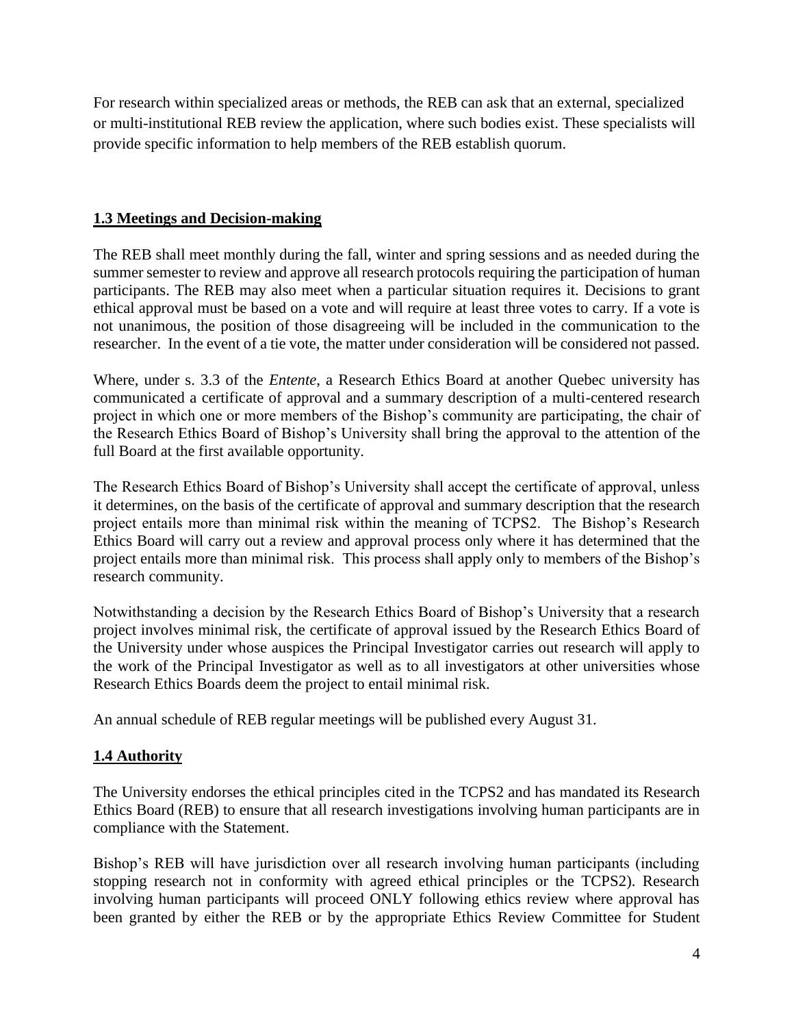For research within specialized areas or methods, the REB can ask that an external, specialized or multi-institutional REB review the application, where such bodies exist. These specialists will provide specific information to help members of the REB establish quorum.

## 1.3 Meetings and Decision-making

The REB shall meet monthly during the fall, winter and spring sessions and as needed during the summer semester to review and approve all research protocols requiring the participation of human participants. The REB may also meet when a particular situation requires it. Decisions to grant ethical approval must be based on a vote and will require at least three votes to carry. If a vote is not unanimous, the position of those disagreeing will be included in the communication to the researcher. In the event of a tie vote, the matter under consideration will be considered not passed.

Where, under s. 3.3 of the *Entente*, a Research Ethics Board at another Quebec university has communicated a certificate of approval and a summary description of a multi-centered research project in which one or more members of the Bishop's community are participating, the chair of the Research Ethics Board of Bishop's University shall bring the approval to the attention of the full Board at the first available opportunity.

The Research Ethics Board of Bishop's University shall accept the certificate of approval, unless it determines, on the basis of the certificate of approval and summary description that the research project entails more than minimal risk within the meaning of TCPS2. The Bishop's Research Ethics Board will carry out a review and approval process only where it has determined that the project entails more than minimal risk. This process shall apply only to members of the Bishop's research community.

Notwithstanding a decision by the Research Ethics Board of Bishop's University that a research project involves minimal risk, the certificate of approval issued by the Research Ethics Board of the University under whose auspices the Principal Investigator carries out research will apply to the work of the Principal Investigator as well as to all investigators at other universities whose Research Ethics Boards deem the project to entail minimal risk.

An annual schedule of REB regular meetings will be published every August 31.

## 1.4 Authority

The University endorses the ethical principles cited in the TCPS2 and has mandated its Research Ethics Board (REB) to ensure that all research investigations involving human participants are in compliance with the Statement.

Bishop's REB will have jurisdiction over all research involving human participants (including stopping research not in conformity with agreed ethical principles or the TCPS2). Research involving human participants will proceed ONLY following ethics review where approval has been granted by either the REB or by the appropriate Ethics Review Committee for Student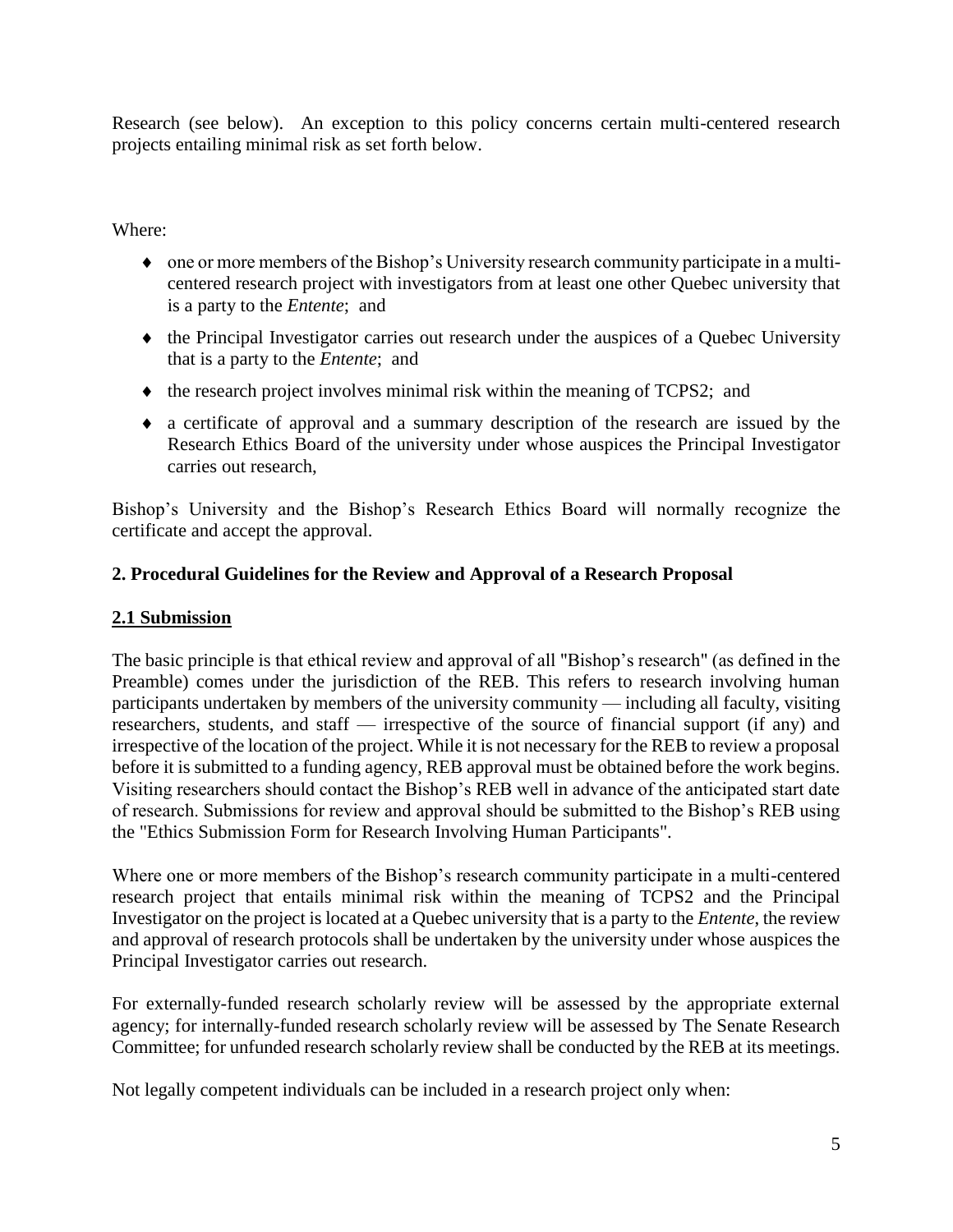Research (see below). An exception to this policy concerns certain multi-centered research projects entailing minimal risk as set forth below.

Where:

- one or more members of the Bishop's University research community participate in a multi-centered research project with investigators from at least one other Quebec university that is a party to the *Entente*; and
- the Principal Investigator carries out research under the auspices of a Quebec University that is a party to the *Entente*; and
- the research project involves minimal risk within the meaning of TCPS2; and
- a certificate of approval and a summary description of the research are issued by the Research Ethics Board of the university under whose auspices the Principal Investigator carries out research,

Bishop's University and the Bishop's Research Ethics Board will normally recognize the certificate and accept the approval.

## 2. Procedural Guidelines for the Review and Approval of a Research Proposal

### 2.1 Submission

The basic principle is that ethical review and approval of all "Bishop's research" (as defined in the Preamble) comes under the jurisdiction of the REB. This refers to research involving human participants undertaken by members of the university community — including all faculty, visiting researchers, students, and staff — irrespective of the source of financial support (if any) and irrespective of the location of the project. While it is not necessary for the REB to review a proposal before it is submitted to a funding agency, REB approval must be obtained before the work begins. Visiting researchers should contact the Bishop's REB well in advance of the anticipated start date of research. Submissions for review and approval should be submitted to the Bishop's REB using the "Ethics Submission Form for Research Involving Human Participants".

Where one or more members of the Bishop's research community participate in a multi-centered research project that entails minimal risk within the meaning of TCPS2 and the Principal Investigator on the project is located at a Quebec university that is a party to the *Entente*, the review and approval of research protocols shall be undertaken by the university under whose auspices the Principal Investigator carries out research.

For externally-funded research scholarly review will be assessed by the appropriate external agency; for internally-funded research scholarly review will be assessed by The Senate Research Committee; for unfunded research scholarly review shall be conducted by the REB at its meetings.

Not legally competent individuals can be included in a research project only when: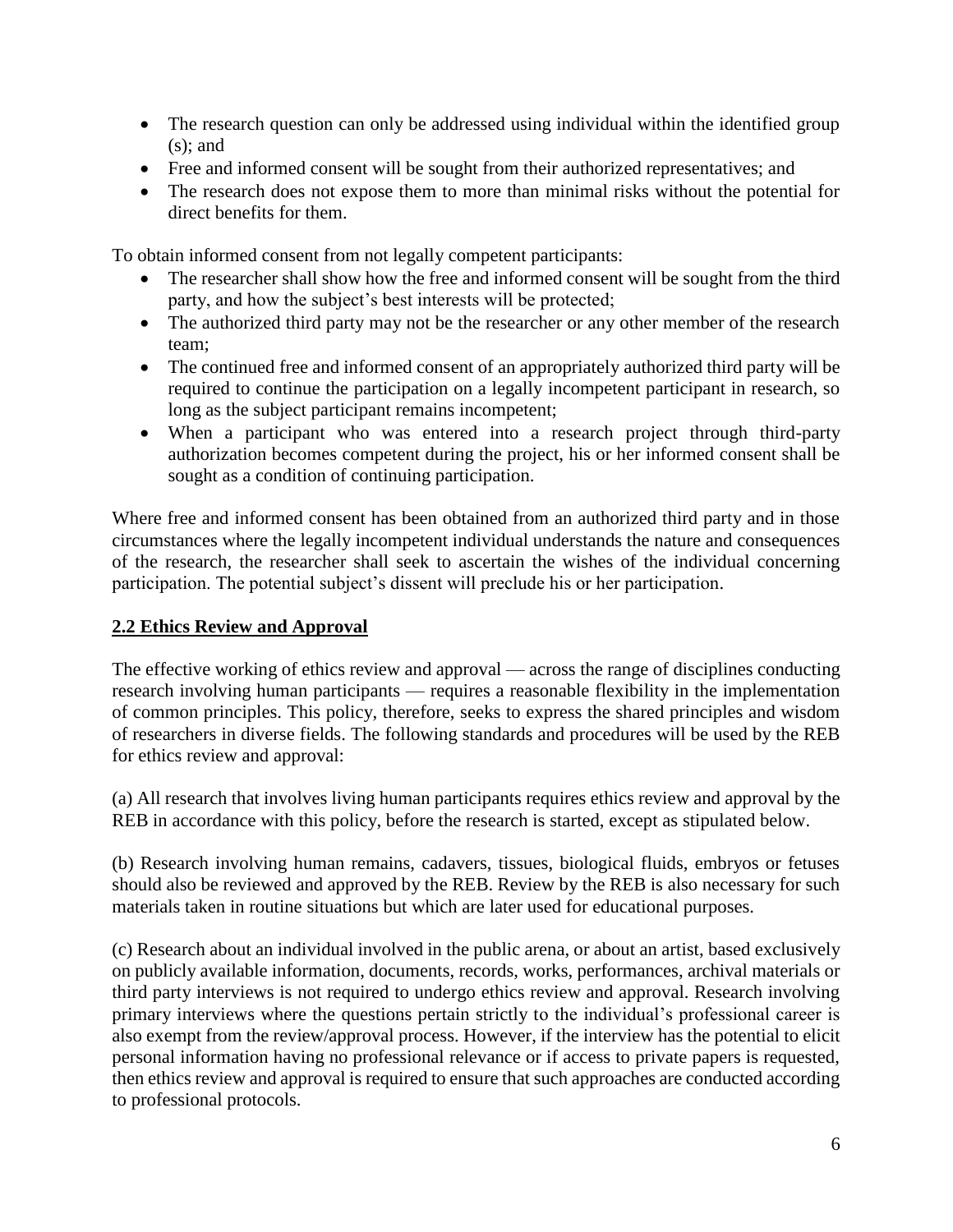- The research question can only be addressed using individual within the identified group (s); and
- Free and informed consent will be sought from their authorized representatives; and
- The research does not expose them to more than minimal risks without the potential for direct benefits for them.

To obtain informed consent from not legally competent participants:

- The researcher shall show how the free and informed consent will be sought from the third party, and how the subject's best interests will be protected;
- The authorized third party may not be the researcher or any other member of the research team;
- The continued free and informed consent of an appropriately authorized third party will be required to continue the participation on a legally incompetent participant in research, so long as the subject participant remains incompetent;
- When a participant who was entered into a research project through third-party authorization becomes competent during the project, his or her informed consent shall be sought as a condition of continuing participation.

Where free and informed consent has been obtained from an authorized third party and in those circumstances where the legally incompetent individual understands the nature and consequences of the research, the researcher shall seek to ascertain the wishes of the individual concerning participation. The potential subject's dissent will preclude his or her participation.

## 2.2 Ethics Review and Approval

The effective working of ethics review and approval — across the range of disciplines conducting research involving human participants — requires a reasonable flexibility in the implementation of common principles. This policy, therefore, seeks to express the shared principles and wisdom of researchers in diverse fields. The following standards and procedures will be used by the REB for ethics review and approval:

(a) All research that involves living human participants requires ethics review and approval by the REB in accordance with this policy, before the research is started, except as stipulated below.

(b) Research involving human remains, cadavers, tissues, biological fluids, embryos or fetuses should also be reviewed and approved by the REB. Review by the REB is also necessary for such materials taken in routine situations but which are later used for educational purposes.

(c) Research about an individual involved in the public arena, or about an artist, based exclusively on publicly available information, documents, records, works, performances, archival materials or third party interviews is not required to undergo ethics review and approval. Research involving primary interviews where the questions pertain strictly to the individual's professional career is also exempt from the review/approval process. However, if the interview has the potential to elicit personal information having no professional relevance or if access to private papers is requested, then ethics review and approval is required to ensure that such approaches are conducted according to professional protocols.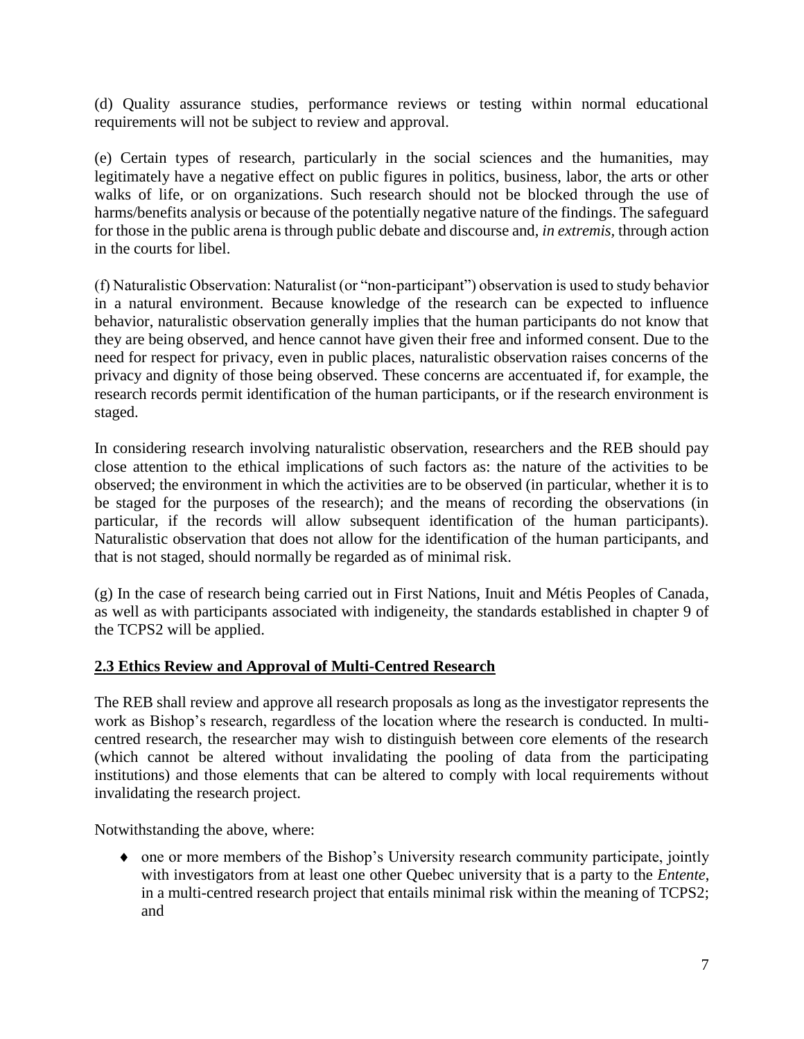(d) Quality assurance studies, performance reviews or testing within normal educational requirements will not be subject to review and approval.

(e) Certain types of research, particularly in the social sciences and the humanities, may legitimately have a negative effect on public figures in politics, business, labor, the arts or other walks of life, or on organizations. Such research should not be blocked through the use of harms/benefits analysis or because of the potentially negative nature of the findings. The safeguard for those in the public arena is through public debate and discourse and, *in extremis,* through action in the courts for libel.

(f) Naturalistic Observation: Naturalist (or "non-participant") observation is used to study behavior in a natural environment. Because knowledge of the research can be expected to influence behavior, naturalistic observation generally implies that the human participants do not know that they are being observed, and hence cannot have given their free and informed consent. Due to the need for respect for privacy, even in public places, naturalistic observation raises concerns of the privacy and dignity of those being observed. These concerns are accentuated if, for example, the research records permit identification of the human participants, or if the research environment is staged.

In considering research involving naturalistic observation, researchers and the REB should pay close attention to the ethical implications of such factors as: the nature of the activities to be observed; the environment in which the activities are to be observed (in particular, whether it is to be staged for the purposes of the research); and the means of recording the observations (in particular, if the records will allow subsequent identification of the human participants). Naturalistic observation that does not allow for the identification of the human participants, and that is not staged, should normally be regarded as of minimal risk.

(g) In the case of research being carried out in First Nations, Inuit and Métis Peoples of Canada, as well as with participants associated with indigeneity, the standards established in chapter 9 of the TCPS2 will be applied.

## 2.3 Ethics Review and Approval of Multi-Centred Research

The REB shall review and approve all research proposals as long as the investigator represents the work as Bishop's research, regardless of the location where the research is conducted. In multi-centred research, the researcher may wish to distinguish between core elements of the research (which cannot be altered without invalidating the pooling of data from the participating institutions) and those elements that can be altered to comply with local requirements without invalidating the research project.

Notwithstanding the above, where:

- one or more members of the Bishop's University research community participate, jointly with investigators from at least one other Quebec university that is a party to the *Entente*, in a multi-centred research project that entails minimal risk within the meaning of TCPS2; and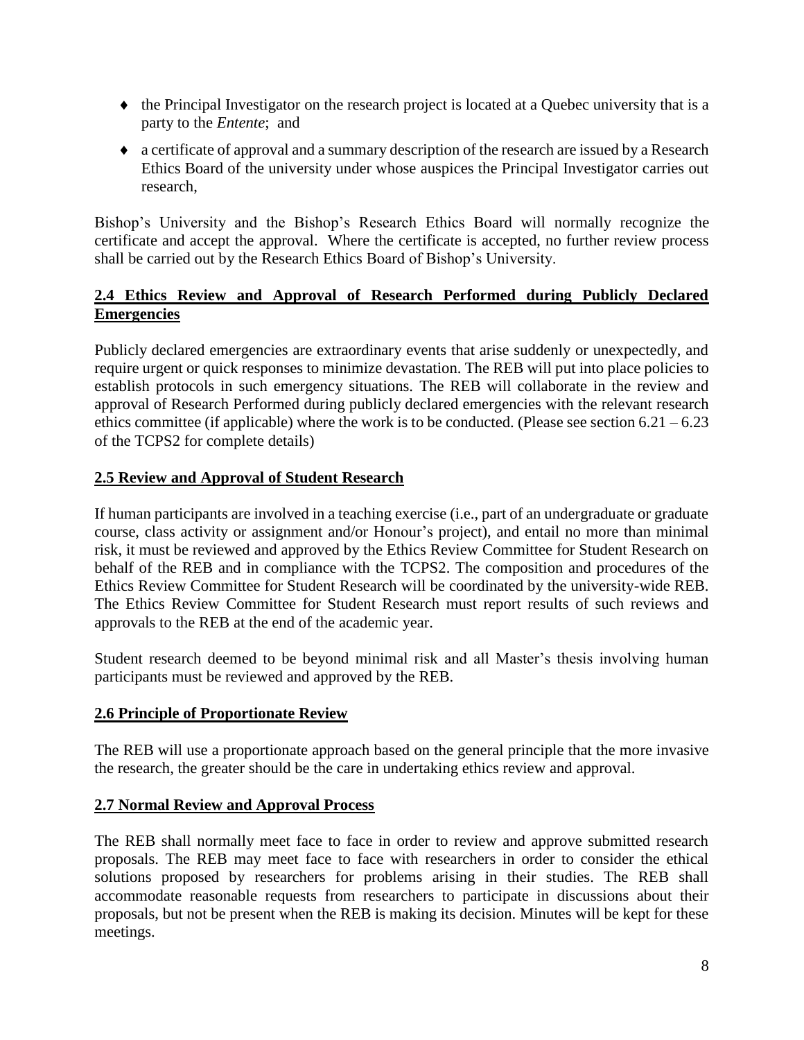- the Principal Investigator on the research project is located at a Quebec university that is a party to the *Entente*; and
- a certificate of approval and a summary description of the research are issued by a Research Ethics Board of the university under whose auspices the Principal Investigator carries out research,

Bishop's University and the Bishop's Research Ethics Board will normally recognize the certificate and accept the approval. Where the certificate is accepted, no further review process shall be carried out by the Research Ethics Board of Bishop's University.

## 2.4 Ethics Review and Approval of Research Performed during Publicly Declared Emergencies

Publicly declared emergencies are extraordinary events that arise suddenly or unexpectedly, and require urgent or quick responses to minimize devastation. The REB will put into place policies to establish protocols in such emergency situations. The REB will collaborate in the review and approval of Research Performed during publicly declared emergencies with the relevant research ethics committee (if applicable) where the work is to be conducted. (Please see section 6.21 – 6.23 of the TCPS2 for complete details)

## 2.5 Review and Approval of Student Research

If human participants are involved in a teaching exercise (i.e., part of an undergraduate or graduate course, class activity or assignment and/or Honour's project), and entail no more than minimal risk, it must be reviewed and approved by the Ethics Review Committee for Student Research on behalf of the REB and in compliance with the TCPS2. The composition and procedures of the Ethics Review Committee for Student Research will be coordinated by the university-wide REB. The Ethics Review Committee for Student Research must report results of such reviews and approvals to the REB at the end of the academic year.

Student research deemed to be beyond minimal risk and all Master's thesis involving human participants must be reviewed and approved by the REB.

## 2.6 Principle of Proportionate Review

The REB will use a proportionate approach based on the general principle that the more invasive the research, the greater should be the care in undertaking ethics review and approval.

## 2.7 Normal Review and Approval Process

The REB shall normally meet face to face in order to review and approve submitted research proposals. The REB may meet face to face with researchers in order to consider the ethical solutions proposed by researchers for problems arising in their studies. The REB shall accommodate reasonable requests from researchers to participate in discussions about their proposals, but not be present when the REB is making its decision. Minutes will be kept for these meetings.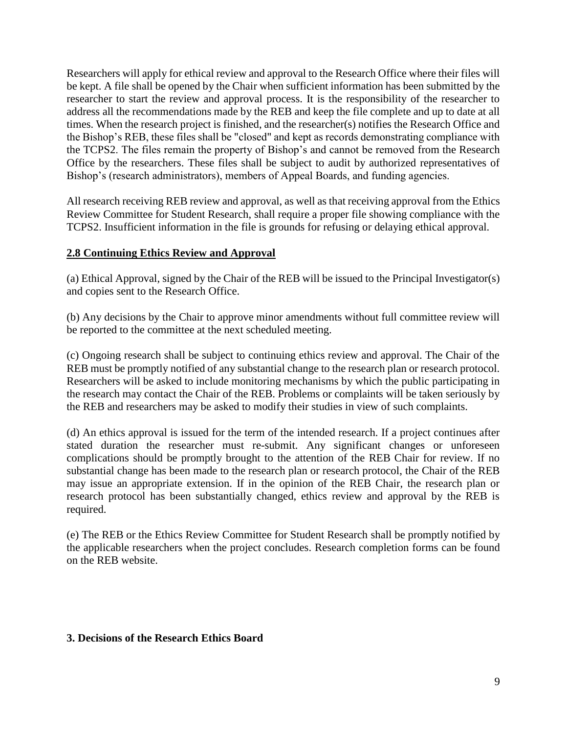Researchers will apply for ethical review and approval to the Research Office where their files will be kept. A file shall be opened by the Chair when sufficient information has been submitted by the researcher to start the review and approval process. It is the responsibility of the researcher to address all the recommendations made by the REB and keep the file complete and up to date at all times. When the research project is finished, and the researcher(s) notifies the Research Office and the Bishop's REB, these files shall be "closed" and kept as records demonstrating compliance with the TCPS2. The files remain the property of Bishop's and cannot be removed from the Research Office by the researchers. These files shall be subject to audit by authorized representatives of Bishop's (research administrators), members of Appeal Boards, and funding agencies.

All research receiving REB review and approval, as well as that receiving approval from the Ethics Review Committee for Student Research, shall require a proper file showing compliance with the TCPS2. Insufficient information in the file is grounds for refusing or delaying ethical approval.

## 2.8 Continuing Ethics Review and Approval

(a) Ethical Approval, signed by the Chair of the REB will be issued to the Principal Investigator(s) and copies sent to the Research Office.

(b) Any decisions by the Chair to approve minor amendments without full committee review will be reported to the committee at the next scheduled meeting.

(c) Ongoing research shall be subject to continuing ethics review and approval. The Chair of the REB must be promptly notified of any substantial change to the research plan or research protocol. Researchers will be asked to include monitoring mechanisms by which the public participating in the research may contact the Chair of the REB. Problems or complaints will be taken seriously by the REB and researchers may be asked to modify their studies in view of such complaints.

(d) An ethics approval is issued for the term of the intended research. If a project continues after stated duration the researcher must re-submit. Any significant changes or unforeseen complications should be promptly brought to the attention of the REB Chair for review. If no substantial change has been made to the research plan or research protocol, the Chair of the REB may issue an appropriate extension. If in the opinion of the REB Chair, the research plan or research protocol has been substantially changed, ethics review and approval by the REB is required.

(e) The REB or the Ethics Review Committee for Student Research shall be promptly notified by the applicable researchers when the project concludes. Research completion forms can be found on the REB website.

# 3. Decisions of the Research Ethics Board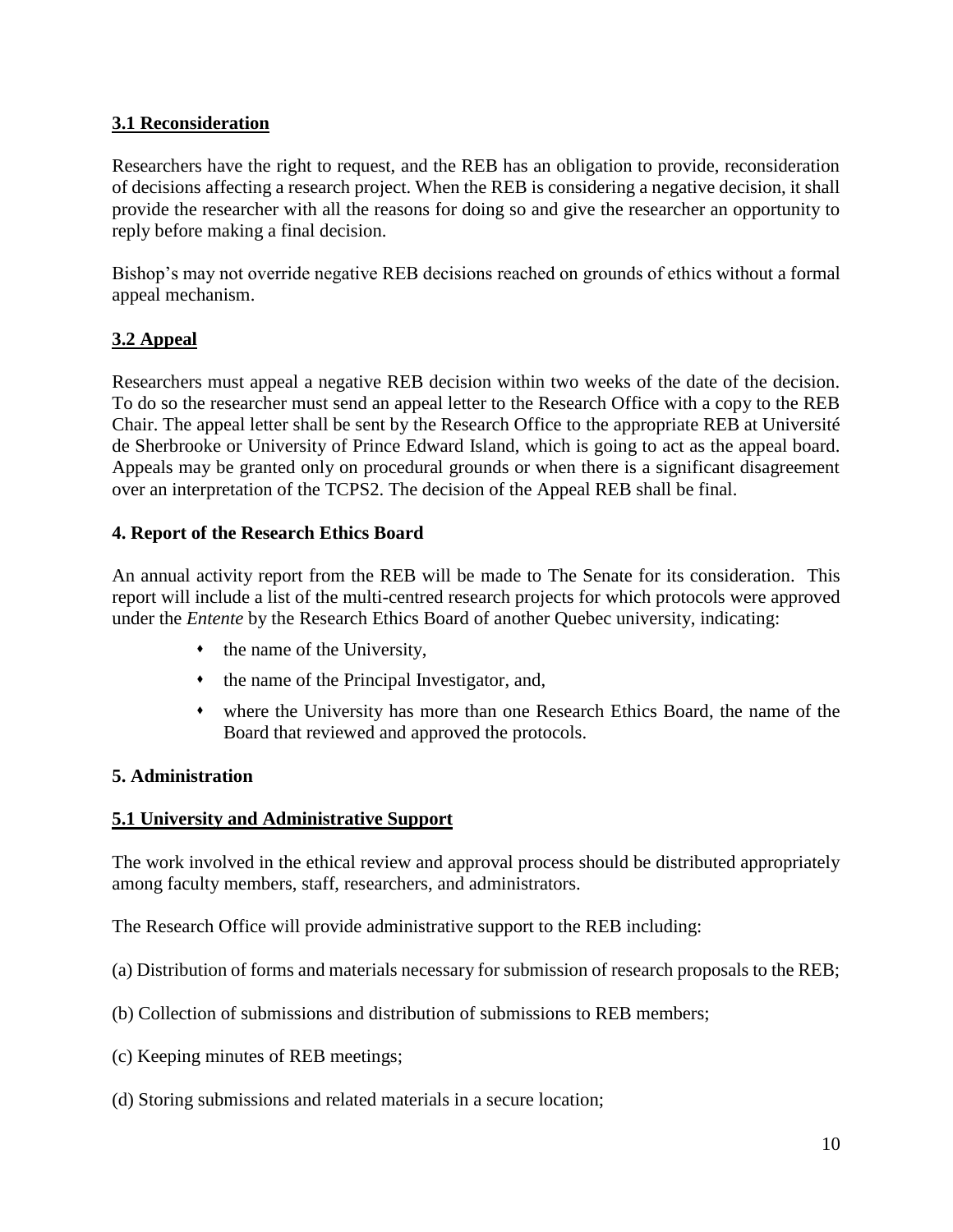### 3.1 Reconsideration

Researchers have the right to request, and the REB has an obligation to provide, reconsideration of decisions affecting a research project. When the REB is considering a negative decision, it shall provide the researcher with all the reasons for doing so and give the researcher an opportunity to reply before making a final decision.

Bishop's may not override negative REB decisions reached on grounds of ethics without a formal appeal mechanism.

### 3.2 Appeal

Researchers must appeal a negative REB decision within two weeks of the date of the decision. To do so the researcher must send an appeal letter to the Research Office with a copy to the REB Chair. The appeal letter shall be sent by the Research Office to the appropriate REB at Université de Sherbrooke or University of Prince Edward Island, which is going to act as the appeal board. Appeals may be granted only on procedural grounds or when there is a significant disagreement over an interpretation of the TCPS2. The decision of the Appeal REB shall be final.

## 4. Report of the Research Ethics Board

An annual activity report from the REB will be made to The Senate for its consideration. This report will include a list of the multi-centred research projects for which protocols were approved under the *Entente* by the Research Ethics Board of another Quebec university, indicating:

- the name of the University,
- the name of the Principal Investigator, and,
- where the University has more than one Research Ethics Board, the name of the Board that reviewed and approved the protocols.

## 5. Administration

### 5.1 University and Administrative Support

The work involved in the ethical review and approval process should be distributed appropriately among faculty members, staff, researchers, and administrators.

The Research Office will provide administrative support to the REB including:

(a) Distribution of forms and materials necessary for submission of research proposals to the REB;

(b) Collection of submissions and distribution of submissions to REB members;

(c) Keeping minutes of REB meetings;

(d) Storing submissions and related materials in a secure location;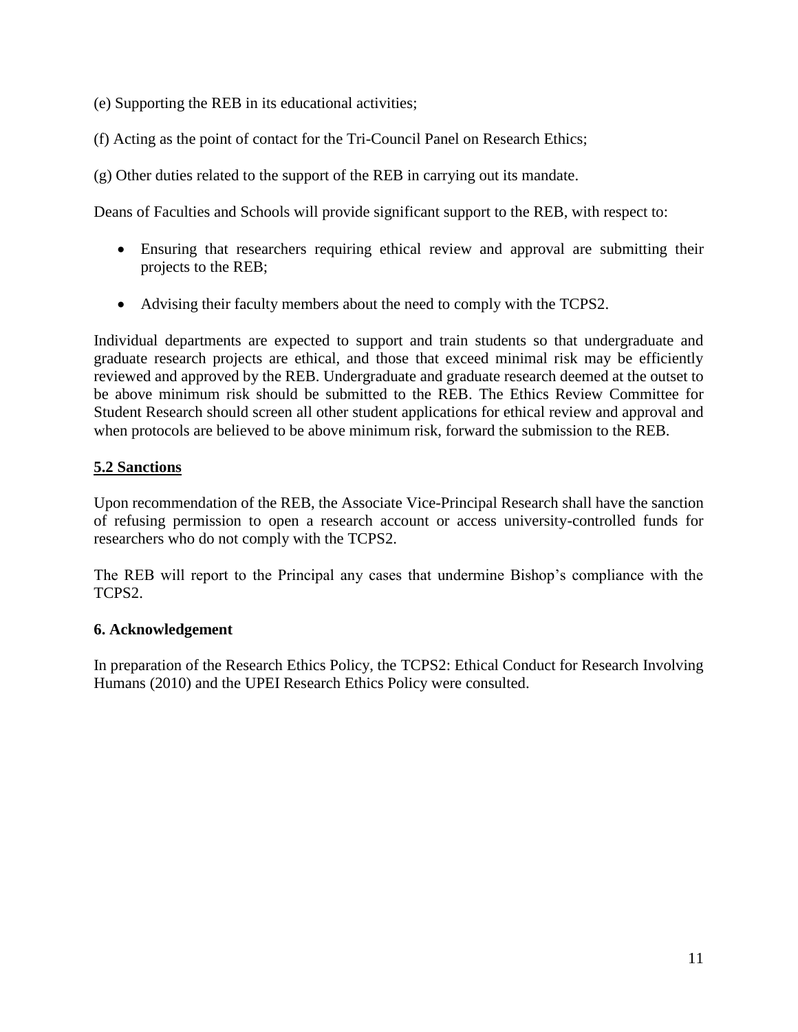(e) Supporting the REB in its educational activities;

(f) Acting as the point of contact for the Tri-Council Panel on Research Ethics;

(g) Other duties related to the support of the REB in carrying out its mandate.

Deans of Faculties and Schools will provide significant support to the REB, with respect to:

- Ensuring that researchers requiring ethical review and approval are submitting their projects to the REB;
- Advising their faculty members about the need to comply with the TCPS2.

Individual departments are expected to support and train students so that undergraduate and graduate research projects are ethical, and those that exceed minimal risk may be efficiently reviewed and approved by the REB. Undergraduate and graduate research deemed at the outset to be above minimum risk should be submitted to the REB. The Ethics Review Committee for Student Research should screen all other student applications for ethical review and approval and when protocols are believed to be above minimum risk, forward the submission to the REB.

### 5.2 Sanctions

Upon recommendation of the REB, the Associate Vice-Principal Research shall have the sanction of refusing permission to open a research account or access university-controlled funds for researchers who do not comply with the TCPS2.

The REB will report to the Principal any cases that undermine Bishop's compliance with the TCPS2.

## 6. Acknowledgement

In preparation of the Research Ethics Policy, the TCPS2: Ethical Conduct for Research Involving Humans (2010) and the UPEI Research Ethics Policy were consulted.